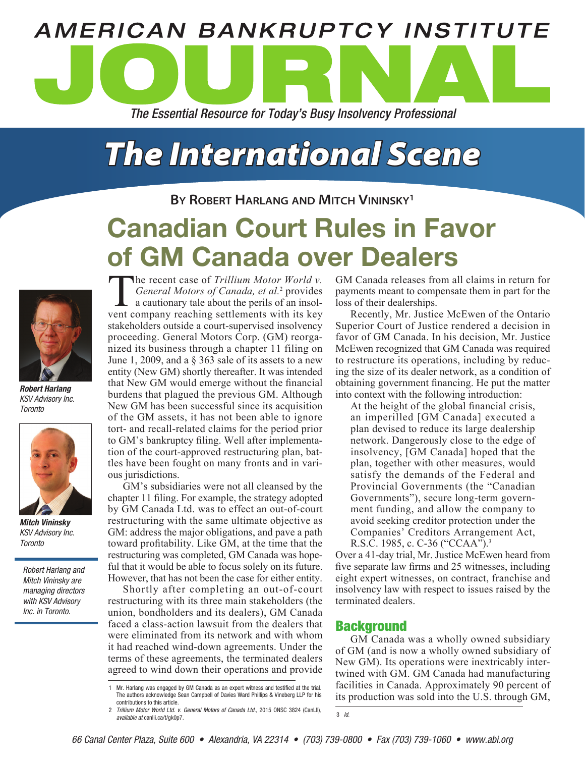# The International Scene

**By Robert Harlang and Mitch Vininsky[1]**

# Canadian Court Rules in Favor of GM Canada over Dealers

***Robert Harlang***
*KSV Advisory Inc.*
*Toronto*

***Mitch Vininsky***
*KSV Advisory Inc.*
*Toronto*

*Robert Harlang and Mitch Vininsky are managing directors with KSV Advisory Inc. in Toronto.*

The recent case of *Trillium Motor World v. General Motors of Canada, et al.*[2] provides a cautionary tale about the perils of an insolvent company reaching settlements with its key stakeholders outside a court-supervised insolvency proceeding. General Motors Corp. (GM) reorganized its business through a chapter 11 filing on June 1, 2009, and a § 363 sale of its assets to a new entity (New GM) shortly thereafter. It was intended that New GM would emerge without the financial burdens that plagued the previous GM. Although New GM has been successful since its acquisition of the GM assets, it has not been able to ignore tort- and recall-related claims for the period prior to GM's bankruptcy filing. Well after implementation of the court-approved restructuring plan, battles have been fought on many fronts and in various jurisdictions.

GM's subsidiaries were not all cleansed by the chapter 11 filing. For example, the strategy adopted by GM Canada Ltd. was to effect an out-of-court restructuring with the same ultimate objective as GM: address the major obligations, and pave a path toward profitability. Like GM, at the time that the restructuring was completed, GM Canada was hopeful that it would be able to focus solely on its future. However, that has not been the case for either entity.

Shortly after completing an out-of-court restructuring with its three main stakeholders (the union, bondholders and its dealers), GM Canada faced a class-action lawsuit from the dealers that were eliminated from its network and with whom it had reached wind-down agreements. Under the terms of these agreements, the terminated dealers agreed to wind down their operations and provide GM Canada releases from all claims in return for payments meant to compensate them in part for the loss of their dealerships.

Recently, Mr. Justice McEwen of the Ontario Superior Court of Justice rendered a decision in favor of GM Canada. In his decision, Mr. Justice McEwen recognized that GM Canada was required to restructure its operations, including by reducing the size of its dealer network, as a condition of obtaining government financing. He put the matter into context with the following introduction:

> At the height of the global financial crisis, an imperilled [GM Canada] executed a plan devised to reduce its large dealership network. Dangerously close to the edge of insolvency, [GM Canada] hoped that the plan, together with other measures, would satisfy the demands of the Federal and Provincial Governments (the "Canadian Governments"), secure long-term government funding, and allow the company to avoid seeking creditor protection under the Companies' Creditors Arrangement Act, R.S.C. 1985, c. C-36 ("CCAA").[3]

Over a 41-day trial, Mr. Justice McEwen heard from five separate law firms and 25 witnesses, including eight expert witnesses, on contract, franchise and insolvency law with respect to issues raised by the terminated dealers.

## Background

GM Canada was a wholly owned subsidiary of GM (and is now a wholly owned subsidiary of New GM). Its operations were inextricably intertwined with GM. GM Canada had manufacturing facilities in Canada. Approximately 90 percent of its production was sold into the U.S. through GM,

---

1 Mr. Harlang was engaged by GM Canada as an expert witness and testified at the trial. The authors acknowledge Sean Campbell of Davies Ward Phillips & Vineberg LLP for his contributions to this article.

2 *Trillium Motor World Ltd. v. General Motors of Canada Ltd.*, 2015 ONSC 3824 (CanLII), *available at* canlii.ca/t/gk0p7.

3 *Id.*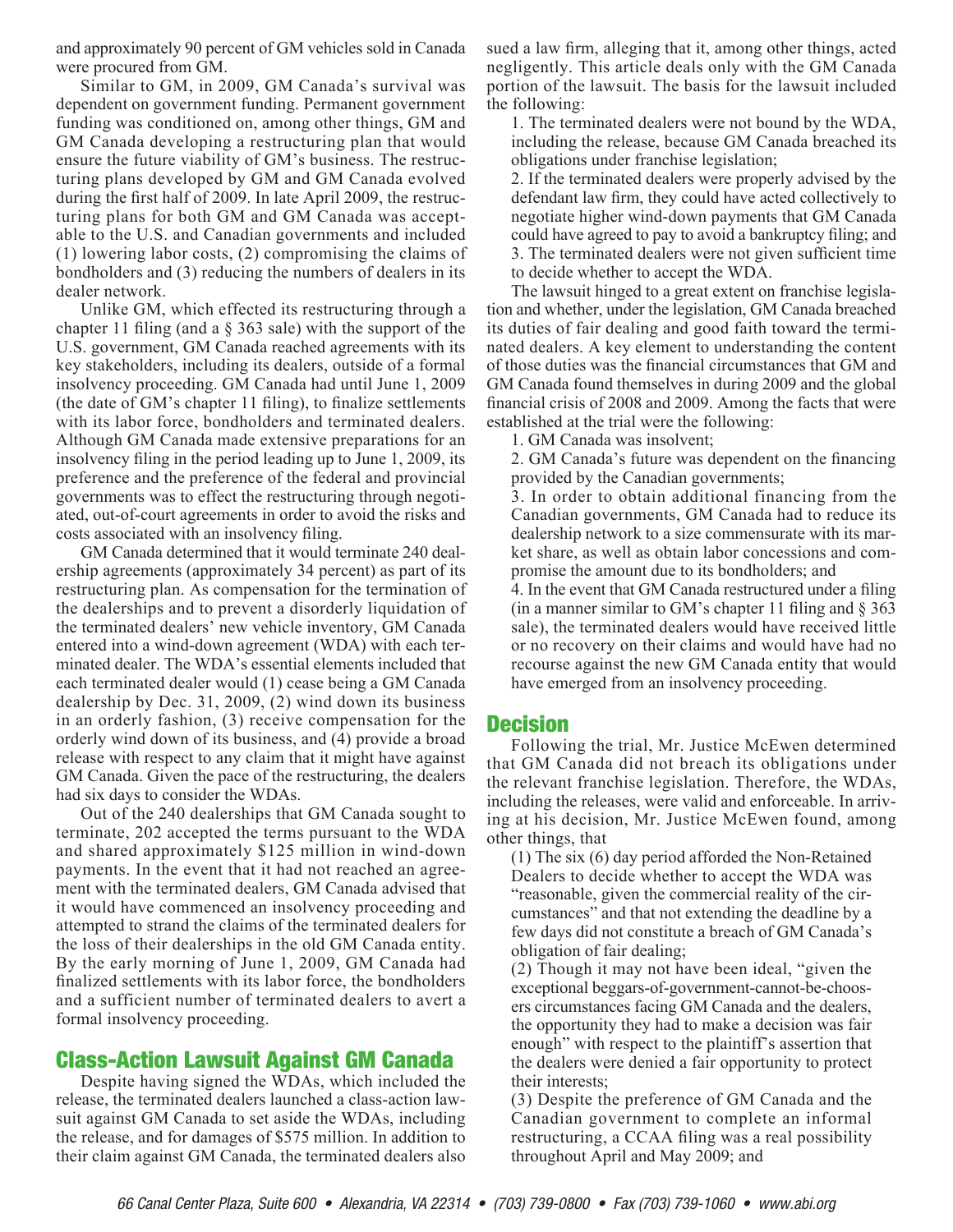and approximately 90 percent of GM vehicles sold in Canada were procured from GM.

Similar to GM, in 2009, GM Canada's survival was dependent on government funding. Permanent government funding was conditioned on, among other things, GM and GM Canada developing a restructuring plan that would ensure the future viability of GM's business. The restructuring plans developed by GM and GM Canada evolved during the first half of 2009. In late April 2009, the restructuring plans for both GM and GM Canada was acceptable to the U.S. and Canadian governments and included (1) lowering labor costs, (2) compromising the claims of bondholders and (3) reducing the numbers of dealers in its dealer network.

Unlike GM, which effected its restructuring through a chapter 11 filing (and a § 363 sale) with the support of the U.S. government, GM Canada reached agreements with its key stakeholders, including its dealers, outside of a formal insolvency proceeding. GM Canada had until June 1, 2009 (the date of GM's chapter 11 filing), to finalize settlements with its labor force, bondholders and terminated dealers. Although GM Canada made extensive preparations for an insolvency filing in the period leading up to June 1, 2009, its preference and the preference of the federal and provincial governments was to effect the restructuring through negotiated, out-of-court agreements in order to avoid the risks and costs associated with an insolvency filing.

GM Canada determined that it would terminate 240 dealership agreements (approximately 34 percent) as part of its restructuring plan. As compensation for the termination of the dealerships and to prevent a disorderly liquidation of the terminated dealers' new vehicle inventory, GM Canada entered into a wind-down agreement (WDA) with each terminated dealer. The WDA's essential elements included that each terminated dealer would (1) cease being a GM Canada dealership by Dec. 31, 2009, (2) wind down its business in an orderly fashion, (3) receive compensation for the orderly wind down of its business, and (4) provide a broad release with respect to any claim that it might have against GM Canada. Given the pace of the restructuring, the dealers had six days to consider the WDAs.

Out of the 240 dealerships that GM Canada sought to terminate, 202 accepted the terms pursuant to the WDA and shared approximately $125 million in wind-down payments. In the event that it had not reached an agreement with the terminated dealers, GM Canada advised that it would have commenced an insolvency proceeding and attempted to strand the claims of the terminated dealers for the loss of their dealerships in the old GM Canada entity. By the early morning of June 1, 2009, GM Canada had finalized settlements with its labor force, the bondholders and a sufficient number of terminated dealers to avert a formal insolvency proceeding.

## Class-Action Lawsuit Against GM Canada

Despite having signed the WDAs, which included the release, the terminated dealers launched a class-action lawsuit against GM Canada to set aside the WDAs, including the release, and for damages of $575 million. In addition to their claim against GM Canada, the terminated dealers also sued a law firm, alleging that it, among other things, acted negligently. This article deals only with the GM Canada portion of the lawsuit. The basis for the lawsuit included the following:

1. The terminated dealers were not bound by the WDA, including the release, because GM Canada breached its obligations under franchise legislation;
2. If the terminated dealers were properly advised by the defendant law firm, they could have acted collectively to negotiate higher wind-down payments that GM Canada could have agreed to pay to avoid a bankruptcy filing; and
3. The terminated dealers were not given sufficient time to decide whether to accept the WDA.

The lawsuit hinged to a great extent on franchise legislation and whether, under the legislation, GM Canada breached its duties of fair dealing and good faith toward the terminated dealers. A key element to understanding the content of those duties was the financial circumstances that GM and GM Canada found themselves in during 2009 and the global financial crisis of 2008 and 2009. Among the facts that were established at the trial were the following:

1. GM Canada was insolvent;
2. GM Canada's future was dependent on the financing provided by the Canadian governments;
3. In order to obtain additional financing from the Canadian governments, GM Canada had to reduce its dealership network to a size commensurate with its market share, as well as obtain labor concessions and compromise the amount due to its bondholders; and
4. In the event that GM Canada restructured under a filing (in a manner similar to GM's chapter 11 filing and § 363 sale), the terminated dealers would have received little or no recovery on their claims and would have had no recourse against the new GM Canada entity that would have emerged from an insolvency proceeding.

## Decision

Following the trial, Mr. Justice McEwen determined that GM Canada did not breach its obligations under the relevant franchise legislation. Therefore, the WDAs, including the releases, were valid and enforceable. In arriving at his decision, Mr. Justice McEwen found, among other things, that

(1) The six (6) day period afforded the Non-Retained Dealers to decide whether to accept the WDA was "reasonable, given the commercial reality of the circumstances" and that not extending the deadline by a few days did not constitute a breach of GM Canada's obligation of fair dealing;

(2) Though it may not have been ideal, "given the exceptional beggars-of-government-cannot-be-choosers circumstances facing GM Canada and the dealers, the opportunity they had to make a decision was fair enough" with respect to the plaintiff's assertion that the dealers were denied a fair opportunity to protect their interests;

(3) Despite the preference of GM Canada and the Canadian government to complete an informal restructuring, a CCAA filing was a real possibility throughout April and May 2009; and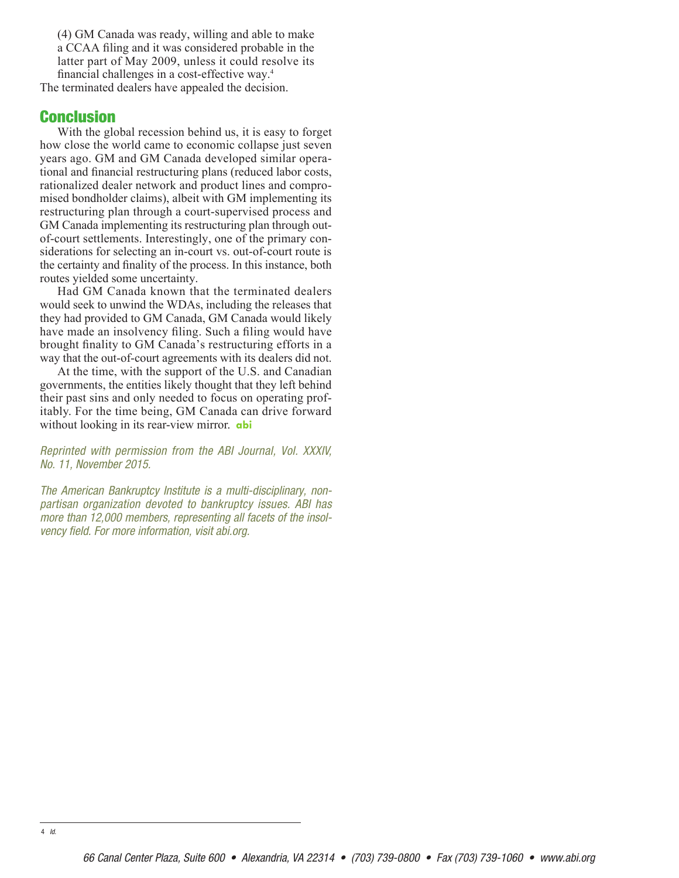(4) GM Canada was ready, willing and able to make a CCAA filing and it was considered probable in the latter part of May 2009, unless it could resolve its financial challenges in a cost-effective way.[4]

The terminated dealers have appealed the decision.

## Conclusion

With the global recession behind us, it is easy to forget how close the world came to economic collapse just seven years ago. GM and GM Canada developed similar operational and financial restructuring plans (reduced labor costs, rationalized dealer network and product lines and compromised bondholder claims), albeit with GM implementing its restructuring plan through a court-supervised process and GM Canada implementing its restructuring plan through out-of-court settlements. Interestingly, one of the primary considerations for selecting an in-court vs. out-of-court route is the certainty and finality of the process. In this instance, both routes yielded some uncertainty.

Had GM Canada known that the terminated dealers would seek to unwind the WDAs, including the releases that they had provided to GM Canada, GM Canada would likely have made an insolvency filing. Such a filing would have brought finality to GM Canada's restructuring efforts in a way that the out-of-court agreements with its dealers did not.

At the time, with the support of the U.S. and Canadian governments, the entities likely thought that they left behind their past sins and only needed to focus on operating profitably. For the time being, GM Canada can drive forward without looking in its rear-view mirror. **abi**

*Reprinted with permission from the ABI Journal, Vol. XXXIV, No. 11, November 2015.*

*The American Bankruptcy Institute is a multi-disciplinary, nonpartisan organization devoted to bankruptcy issues. ABI has more than 12,000 members, representing all facets of the insolvency field. For more information, visit abi.org.*

---

4 *Id.*